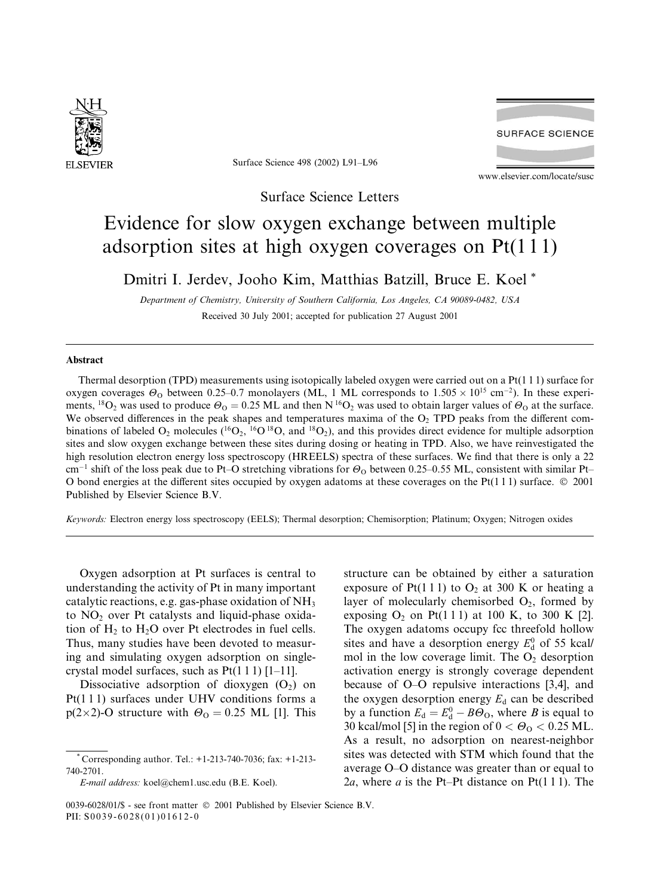Surface Science Letters

# Evidence for slow oxygen exchange between multiple adsorption sites at high oxygen coverages on Pt(1 1 1)

Dmitri I. Jerdev, Jooho Kim, Matthias Batzill, Bruce E. Koel *

*Department of Chemistry, University of Southern California, Los Angeles, CA 90089-0482, USA*

Received 30 July 2001; accepted for publication 27 August 2001

### Abstract

Thermal desorption (TPD) measurements using isotopically labeled oxygen were carried out on a Pt(1 1 1) surface for oxygen coverages $\Theta_O$ between 0.25–0.7 monolayers (ML, 1 ML corresponds to $1.505 \times 10^{15}$ cm$^{-2}$). In these experiments, $^{18}O_2$ was used to produce $\Theta_O = 0.25$ ML and then $N^{16}O_2$ was used to obtain larger values of $\Theta_O$ at the surface. We observed differences in the peak shapes and temperatures maxima of the $O_2$ TPD peaks from the different combinations of labeled $O_2$ molecules ($^{16}O_2$, $^{16}O^{18}O$, and $^{18}O_2$), and this provides direct evidence for multiple adsorption sites and slow oxygen exchange between these sites during dosing or heating in TPD. Also, we have reinvestigated the high resolution electron energy loss spectroscopy (HREELS) spectra of these surfaces. We find that there is only a 22 cm$^{-1}$ shift of the loss peak due to Pt–O stretching vibrations for $\Theta_O$ between 0.25–0.55 ML, consistent with similar Pt–O bond energies at the different sites occupied by oxygen adatoms at these coverages on the Pt(1 1 1) surface. © 2001 Published by Elsevier Science B.V.

*Keywords:* Electron energy loss spectroscopy (EELS); Thermal desorption; Chemisorption; Platinum; Oxygen; Nitrogen oxides

Oxygen adsorption at Pt surfaces is central to understanding the activity of Pt in many important catalytic reactions, e.g. gas-phase oxidation of $NH_3$ to $NO_2$ over Pt catalysts and liquid-phase oxidation of $H_2$ to $H_2O$ over Pt electrodes in fuel cells. Thus, many studies have been devoted to measuring and simulating oxygen adsorption on single-crystal model surfaces, such as Pt(1 1 1) [1–11].

Dissociative adsorption of dioxygen ($O_2$) on Pt(1 1 1) surfaces under UHV conditions forms a p(2×2)-O structure with $\Theta_O = 0.25$ ML [1]. This structure can be obtained by either a saturation exposure of Pt(1 1 1) to $O_2$ at 300 K or heating a layer of molecularly chemisorbed $O_2$, formed by exposing $O_2$ on Pt(1 1 1) at 100 K, to 300 K [2]. The oxygen adatoms occupy fcc threefold hollow sites and have a desorption energy $E_d^0$ of 55 kcal/mol in the low coverage limit. The $O_2$ desorption activation energy is strongly coverage dependent because of O–O repulsive interactions [3,4], and the oxygen desorption energy $E_d$ can be described by a function $E_d = E_d^0 - B\Theta_O$, where $B$ is equal to 30 kcal/mol [5] in the region of $0 < \Theta_O < 0.25$ ML. As a result, no adsorption on nearest-neighbor sites was detected with STM which found that the average O–O distance was greater than or equal to $2a$, where $a$ is the Pt–Pt distance on Pt(1 1 1). The

* Corresponding author. Tel.: +1-213-740-7036; fax: +1-213-740-2701.
*E-mail address:* koel@chem1.usc.edu (B.E. Koel).

0039-6028/01/$ - see front matter © 2001 Published by Elsevier Science B.V.
PII: S0039-6028(01)01612-0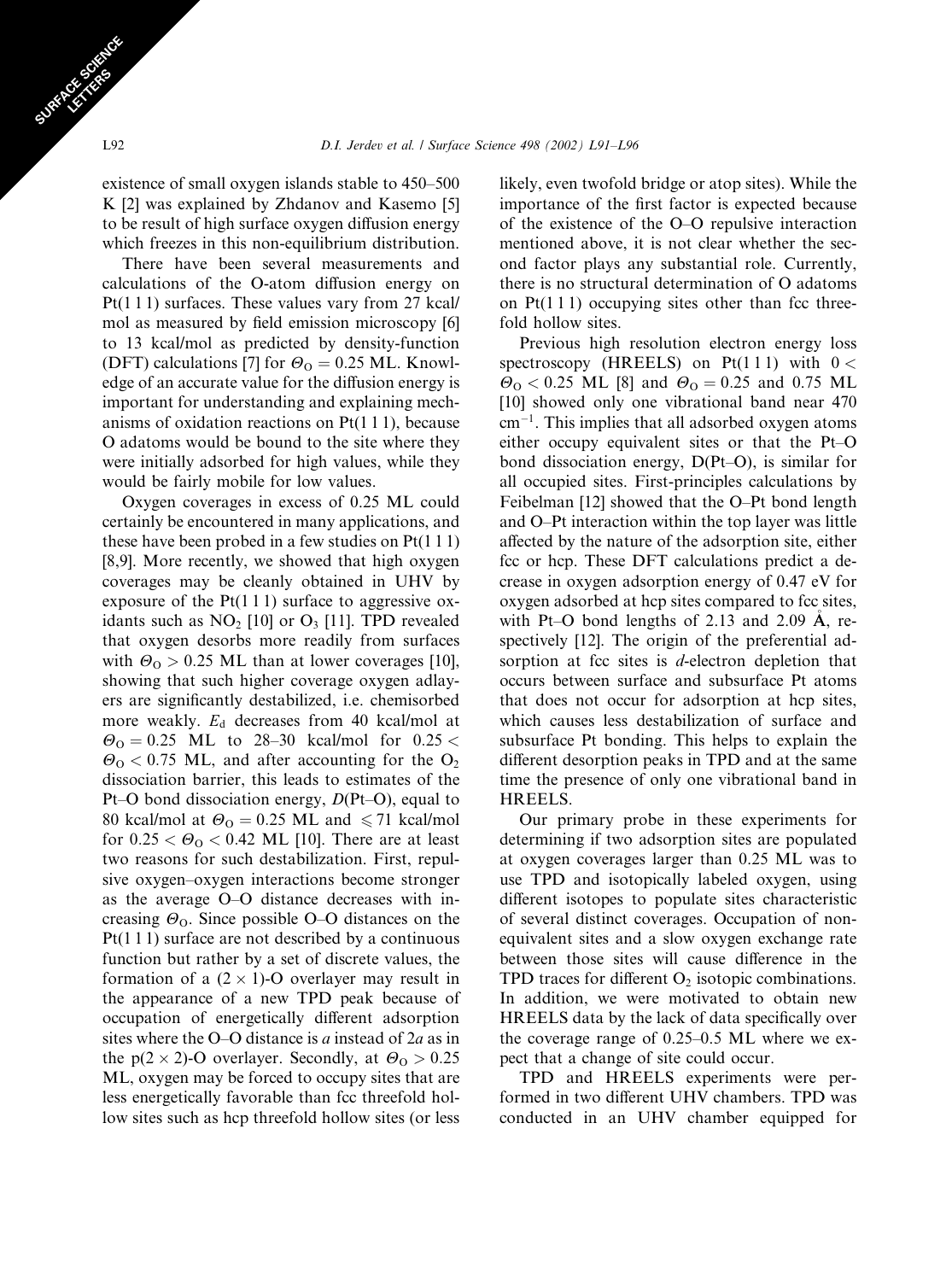existence of small oxygen islands stable to 450–500 K [2] was explained by Zhdanov and Kasemo [5] to be result of high surface oxygen diffusion energy which freezes in this non-equilibrium distribution.

There have been several measurements and calculations of the O-atom diffusion energy on Pt(1 1 1) surfaces. These values vary from 27 kcal/mol as measured by field emission microscopy [6] to 13 kcal/mol as predicted by density-function (DFT) calculations [7] for $\Theta_O = 0.25$ ML. Knowledge of an accurate value for the diffusion energy is important for understanding and explaining mechanisms of oxidation reactions on Pt(1 1 1), because O adatoms would be bound to the site where they were initially adsorbed for high values, while they would be fairly mobile for low values.

Oxygen coverages in excess of 0.25 ML could certainly be encountered in many applications, and these have been probed in a few studies on Pt(1 1 1) [8,9]. More recently, we showed that high oxygen coverages may be cleanly obtained in UHV by exposure of the Pt(1 1 1) surface to aggressive oxidants such as $NO_2$ [10] or $O_3$ [11]. TPD revealed that oxygen desorbs more readily from surfaces with $\Theta_O > 0.25$ ML than at lower coverages [10], showing that such higher coverage oxygen adlayers are significantly destabilized, i.e. chemisorbed more weakly. $E_d$ decreases from 40 kcal/mol at $\Theta_O = 0.25$ ML to 28–30 kcal/mol for $0.25 < \Theta_O < 0.75$ ML, and after accounting for the $O_2$ dissociation barrier, this leads to estimates of the Pt–O bond dissociation energy, $D$(Pt–O), equal to 80 kcal/mol at $\Theta_O = 0.25$ ML and $\leqslant 71$ kcal/mol for $0.25 < \Theta_O < 0.42$ ML [10]. There are at least two reasons for such destabilization. First, repulsive oxygen–oxygen interactions become stronger as the average O–O distance decreases with increasing $\Theta_O$. Since possible O–O distances on the Pt(1 1 1) surface are not described by a continuous function but rather by a set of discrete values, the formation of a $(2 \times 1)$-O overlayer may result in the appearance of a new TPD peak because of occupation of energetically different adsorption sites where the O–O distance is $a$ instead of $2a$ as in the p$(2 \times 2)$-O overlayer. Secondly, at $\Theta_O > 0.25$ ML, oxygen may be forced to occupy sites that are less energetically favorable than fcc threefold hollow sites such as hcp threefold hollow sites (or less likely, even twofold bridge or atop sites). While the importance of the first factor is expected because of the existence of the O–O repulsive interaction mentioned above, it is not clear whether the second factor plays any substantial role. Currently, there is no structural determination of O adatoms on Pt(1 1 1) occupying sites other than fcc threefold hollow sites.

Previous high resolution electron energy loss spectroscopy (HREELS) on Pt(1 1 1) with $0 < \Theta_O < 0.25$ ML [8] and $\Theta_O = 0.25$ and 0.75 ML [10] showed only one vibrational band near 470 $cm^{-1}$. This implies that all adsorbed oxygen atoms either occupy equivalent sites or that the Pt–O bond dissociation energy, D(Pt–O), is similar for all occupied sites. First-principles calculations by Feibelman [12] showed that the O–Pt bond length and O–Pt interaction within the top layer was little affected by the nature of the adsorption site, either fcc or hcp. These DFT calculations predict a decrease in oxygen adsorption energy of 0.47 eV for oxygen adsorbed at hcp sites compared to fcc sites, with Pt–O bond lengths of 2.13 and 2.09 Å, respectively [12]. The origin of the preferential adsorption at fcc sites is *d*-electron depletion that occurs between surface and subsurface Pt atoms that does not occur for adsorption at hcp sites, which causes less destabilization of surface and subsurface Pt bonding. This helps to explain the different desorption peaks in TPD and at the same time the presence of only one vibrational band in HREELS.

Our primary probe in these experiments for determining if two adsorption sites are populated at oxygen coverages larger than 0.25 ML was to use TPD and isotopically labeled oxygen, using different isotopes to populate sites characteristic of several distinct coverages. Occupation of nonequivalent sites and a slow oxygen exchange rate between those sites will cause difference in the TPD traces for different $O_2$ isotopic combinations. In addition, we were motivated to obtain new HREELS data by the lack of data specifically over the coverage range of 0.25–0.5 ML where we expect that a change of site could occur.

TPD and HREELS experiments were performed in two different UHV chambers. TPD was conducted in an UHV chamber equipped for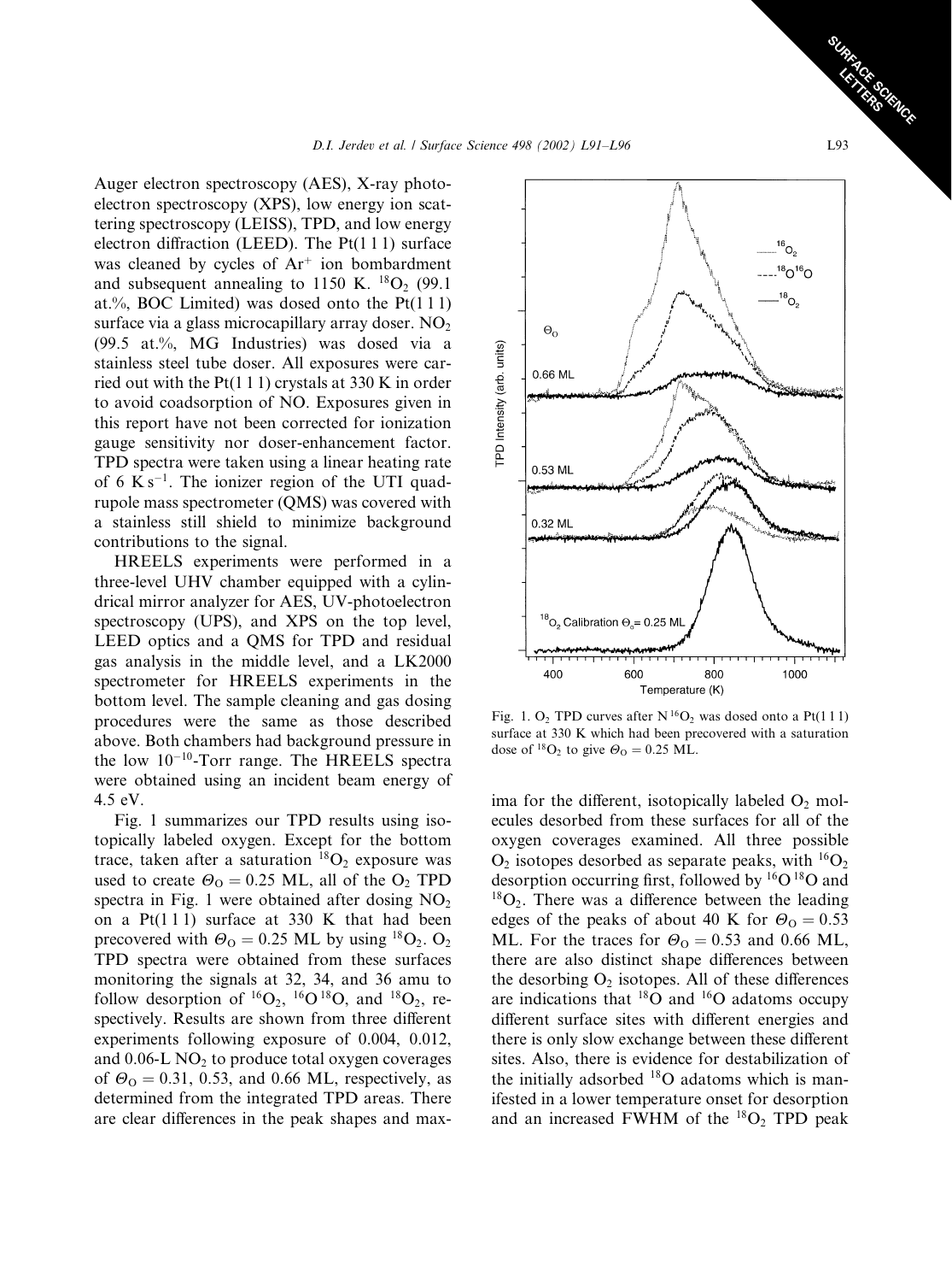Auger electron spectroscopy (AES), X-ray photoelectron spectroscopy (XPS), low energy ion scattering spectroscopy (LEISS), TPD, and low energy electron diffraction (LEED). The Pt(1 1 1) surface was cleaned by cycles of $Ar^+$ ion bombardment and subsequent annealing to 1150 K. $^{18}O_2$ (99.1 at.%, BOC Limited) was dosed onto the Pt(1 1 1) surface via a glass microcapillary array doser. $NO_2$ (99.5 at.%, MG Industries) was dosed via a stainless steel tube doser. All exposures were carried out with the Pt(1 1 1) crystals at 330 K in order to avoid coadsorption of NO. Exposures given in this report have not been corrected for ionization gauge sensitivity nor doser-enhancement factor. TPD spectra were taken using a linear heating rate of 6 K s$^{-1}$. The ionizer region of the UTI quadrupole mass spectrometer (QMS) was covered with a stainless still shield to minimize background contributions to the signal.

HREELS experiments were performed in a three-level UHV chamber equipped with a cylindrical mirror analyzer for AES, UV-photoelectron spectroscopy (UPS), and XPS on the top level, LEED optics and a QMS for TPD and residual gas analysis in the middle level, and a LK2000 spectrometer for HREELS experiments in the bottom level. The sample cleaning and gas dosing procedures were the same as those described above. Both chambers had background pressure in the low $10^{-10}$-Torr range. The HREELS spectra were obtained using an incident beam energy of 4.5 eV.

Fig. 1 summarizes our TPD results using isotopically labeled oxygen. Except for the bottom trace, taken after a saturation $^{18}O_2$ exposure was used to create $\Theta_O = 0.25$ ML, all of the $O_2$ TPD spectra in Fig. 1 were obtained after dosing $NO_2$ on a Pt(1 1 1) surface at 330 K that had been precovered with $\Theta_O = 0.25$ ML by using $^{18}O_2$. $O_2$ TPD spectra were obtained from these surfaces monitoring the signals at 32, 34, and 36 amu to follow desorption of $^{16}O_2$, $^{16}O^{18}O$, and $^{18}O_2$, respectively. Results are shown from three different experiments following exposure of 0.004, 0.012, and 0.06-L $NO_2$ to produce total oxygen coverages of $\Theta_O = 0.31$, 0.53, and 0.66 ML, respectively, as determined from the integrated TPD areas. There are clear differences in the peak shapes and maxima for the different, isotopically labeled $O_2$ molecules desorbed from these surfaces for all of the oxygen coverages examined. All three possible $O_2$ isotopes desorbed as separate peaks, with $^{16}O_2$ desorption occurring first, followed by $^{16}O^{18}O$ and $^{18}O_2$. There was a difference between the leading edges of the peaks of about 40 K for $\Theta_O = 0.53$ ML. For the traces for $\Theta_O = 0.53$ and 0.66 ML, there are also distinct shape differences between the desorbing $O_2$ isotopes. All of these differences are indications that $^{18}O$ and $^{16}O$ adatoms occupy different surface sites with different energies and there is only slow exchange between these different sites. Also, there is evidence for destabilization of the initially adsorbed $^{18}O$ adatoms which is manifested in a lower temperature onset for desorption and an increased FWHM of the $^{18}O_2$ TPD peak

Fig. 1. $O_2$ TPD curves after $N^{16}O_2$ was dosed onto a Pt(1 1 1) surface at 330 K which had been precovered with a saturation dose of $^{18}O_2$ to give $\Theta_O = 0.25$ ML.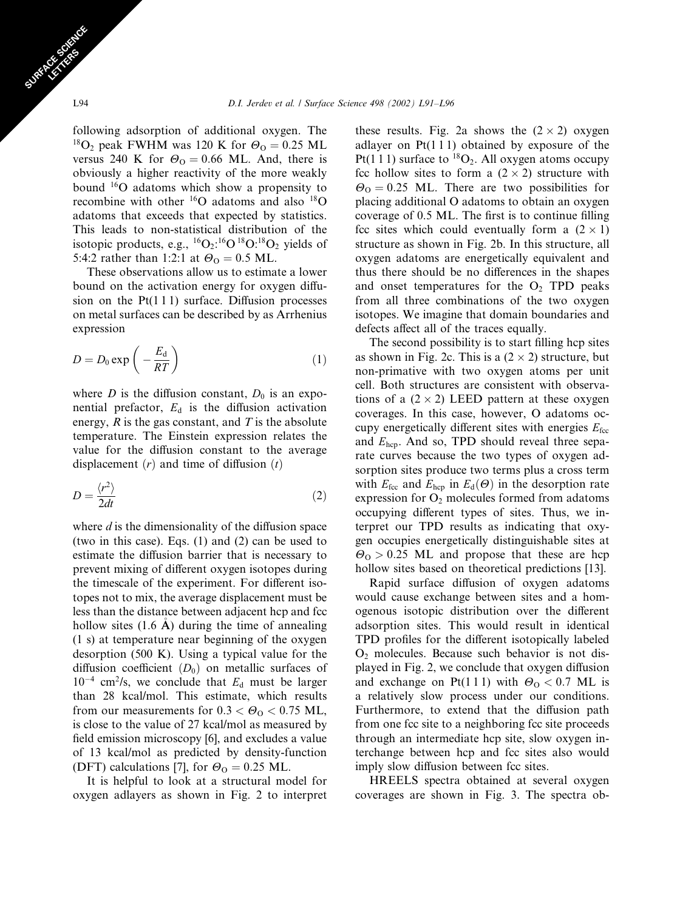following adsorption of additional oxygen. The $^{18}O_2$ peak FWHM was 120 K for $\Theta_O = 0.25$ ML versus 240 K for $\Theta_O = 0.66$ ML. And, there is obviously a higher reactivity of the more weakly bound $^{16}O$ adatoms which show a propensity to recombine with other $^{16}O$ adatoms and also $^{18}O$ adatoms that exceeds that expected by statistics. This leads to non-statistical distribution of the isotopic products, e.g., $^{16}O_2$:$^{16}O^{18}O$:$^{18}O_2$ yields of 5:4:2 rather than 1:2:1 at $\Theta_O = 0.5$ ML.

These observations allow us to estimate a lower bound on the activation energy for oxygen diffusion on the Pt(1 1 1) surface. Diffusion processes on metal surfaces can be described by as Arrhenius expression

$$D = D_0 \exp\left(-\frac{E_d}{RT}\right) \tag{1}$$

where $D$ is the diffusion constant, $D_0$ is an exponential prefactor, $E_d$ is the diffusion activation energy, $R$ is the gas constant, and $T$ is the absolute temperature. The Einstein expression relates the value for the diffusion constant to the average displacement ($r$) and time of diffusion ($t$)

$$D = \frac{\langle r^2 \rangle}{2dt} \tag{2}$$

where $d$ is the dimensionality of the diffusion space (two in this case). Eqs. (1) and (2) can be used to estimate the diffusion barrier that is necessary to prevent mixing of different oxygen isotopes during the timescale of the experiment. For different isotopes not to mix, the average displacement must be less than the distance between adjacent hcp and fcc hollow sites (1.6 Å) during the time of annealing (1 s) at temperature near beginning of the oxygen desorption (500 K). Using a typical value for the diffusion coefficient ($D_0$) on metallic surfaces of $10^{-4}$ cm$^2$/s, we conclude that $E_d$ must be larger than 28 kcal/mol. This estimate, which results from our measurements for $0.3 < \Theta_O < 0.75$ ML, is close to the value of 27 kcal/mol as measured by field emission microscopy [6], and excludes a value of 13 kcal/mol as predicted by density-function (DFT) calculations [7], for $\Theta_O = 0.25$ ML.

It is helpful to look at a structural model for oxygen adlayers as shown in Fig. 2 to interpret these results. Fig. 2a shows the $(2 \times 2)$ oxygen adlayer on Pt(1 1 1) obtained by exposure of the Pt(1 1 1) surface to $^{18}O_2$. All oxygen atoms occupy fcc hollow sites to form a $(2 \times 2)$ structure with $\Theta_O = 0.25$ ML. There are two possibilities for placing additional O adatoms to obtain an oxygen coverage of 0.5 ML. The first is to continue filling fcc sites which could eventually form a $(2 \times 1)$ structure as shown in Fig. 2b. In this structure, all oxygen adatoms are energetically equivalent and thus there should be no differences in the shapes and onset temperatures for the $O_2$ TPD peaks from all three combinations of the two oxygen isotopes. We imagine that domain boundaries and defects affect all of the traces equally.

The second possibility is to start filling hcp sites as shown in Fig. 2c. This is a $(2 \times 2)$ structure, but non-primative with two oxygen atoms per unit cell. Both structures are consistent with observations of a $(2 \times 2)$ LEED pattern at these oxygen coverages. In this case, however, O adatoms occupy energetically different sites with energies $E_{fcc}$ and $E_{hcp}$. And so, TPD should reveal three separate curves because the two types of oxygen adsorption sites produce two terms plus a cross term with $E_{fcc}$ and $E_{hcp}$ in $E_d(\Theta)$ in the desorption rate expression for $O_2$ molecules formed from adatoms occupying different types of sites. Thus, we interpret our TPD results as indicating that oxygen occupies energetically distinguishable sites at $\Theta_O > 0.25$ ML and propose that these are hcp hollow sites based on theoretical predictions [13].

Rapid surface diffusion of oxygen adatoms would cause exchange between sites and a homogenous isotopic distribution over the different adsorption sites. This would result in identical TPD profiles for the different isotopically labeled $O_2$ molecules. Because such behavior is not displayed in Fig. 2, we conclude that oxygen diffusion and exchange on Pt(1 1 1) with $\Theta_O < 0.7$ ML is a relatively slow process under our conditions. Furthermore, to extend that the diffusion path from one fcc site to a neighboring fcc site proceeds through an intermediate hcp site, slow oxygen interchange between hcp and fcc sites also would imply slow diffusion between fcc sites.

HREELS spectra obtained at several oxygen coverages are shown in Fig. 3. The spectra ob-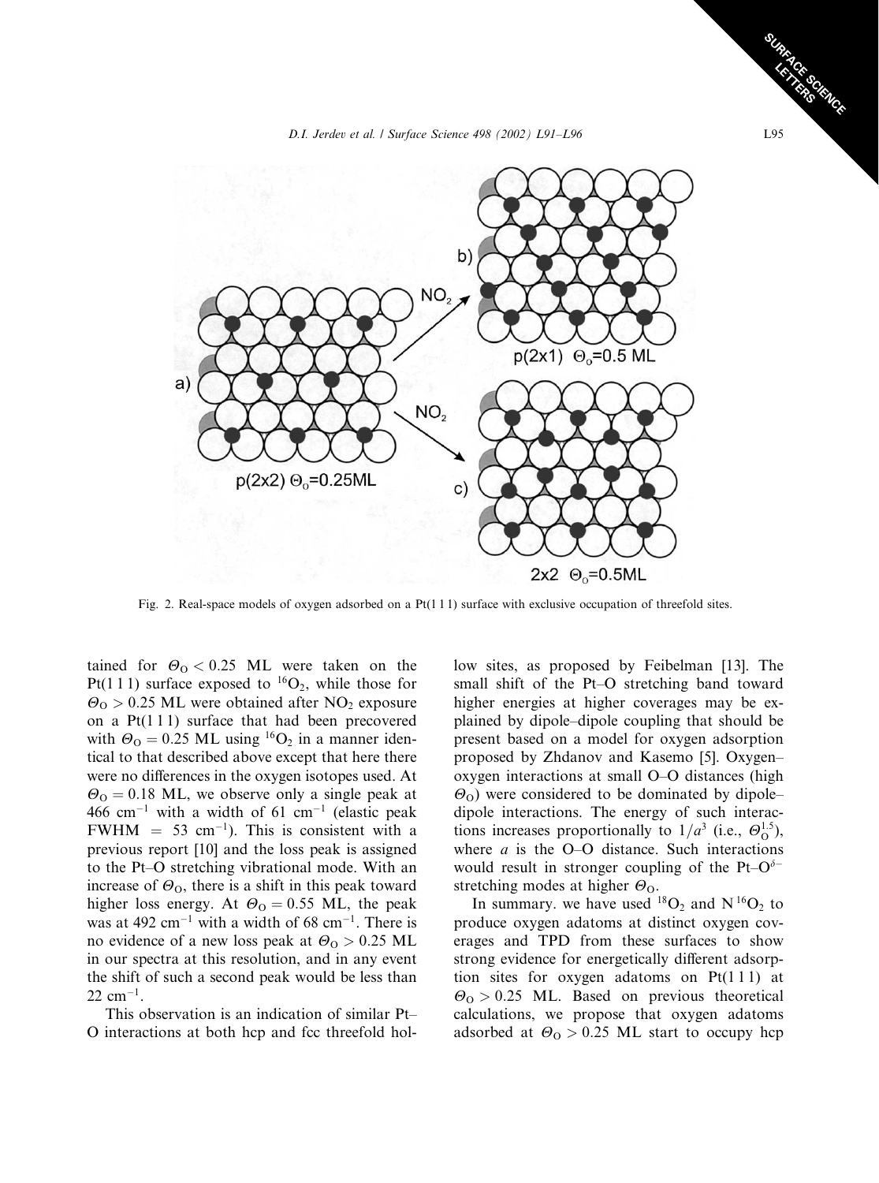Fig. 2. Real-space models of oxygen adsorbed on a Pt(1 1 1) surface with exclusive occupation of threefold sites.

tained for $\Theta_O < 0.25$ ML were taken on the Pt(1 1 1) surface exposed to $^{16}O_2$, while those for $\Theta_O > 0.25$ ML were obtained after $NO_2$ exposure on a Pt(1 1 1) surface that had been precovered with $\Theta_O = 0.25$ ML using $^{16}O_2$ in a manner identical to that described above except that here there were no differences in the oxygen isotopes used. At $\Theta_O = 0.18$ ML, we observe only a single peak at 466 $cm^{-1}$ with a width of 61 $cm^{-1}$ (elastic peak FWHM = 53 $cm^{-1}$). This is consistent with a previous report [10] and the loss peak is assigned to the Pt–O stretching vibrational mode. With an increase of $\Theta_O$, there is a shift in this peak toward higher loss energy. At $\Theta_O = 0.55$ ML, the peak was at 492 $cm^{-1}$ with a width of 68 $cm^{-1}$. There is no evidence of a new loss peak at $\Theta_O > 0.25$ ML in our spectra at this resolution, and in any event the shift of such a second peak would be less than 22 $cm^{-1}$.

This observation is an indication of similar Pt–O interactions at both hcp and fcc threefold hollow sites, as proposed by Feibelman [13]. The small shift of the Pt–O stretching band toward higher energies at higher coverages may be explained by dipole–dipole coupling that should be present based on a model for oxygen adsorption proposed by Zhdanov and Kasemo [5]. Oxygen–oxygen interactions at small O–O distances (high $\Theta_O$) were considered to be dominated by dipole–dipole interactions. The energy of such interactions increases proportionally to $1/a^3$ (i.e., $\Theta_O^{1.5}$), where $a$ is the O–O distance. Such interactions would result in stronger coupling of the Pt–$O^{\delta-}$ stretching modes at higher $\Theta_O$.

In summary. we have used $^{18}O_2$ and $N^{16}O_2$ to produce oxygen adatoms at distinct oxygen coverages and TPD from these surfaces to show strong evidence for energetically different adsorption sites for oxygen adatoms on Pt(1 1 1) at $\Theta_O > 0.25$ ML. Based on previous theoretical calculations, we propose that oxygen adatoms adsorbed at $\Theta_O > 0.25$ ML start to occupy hcp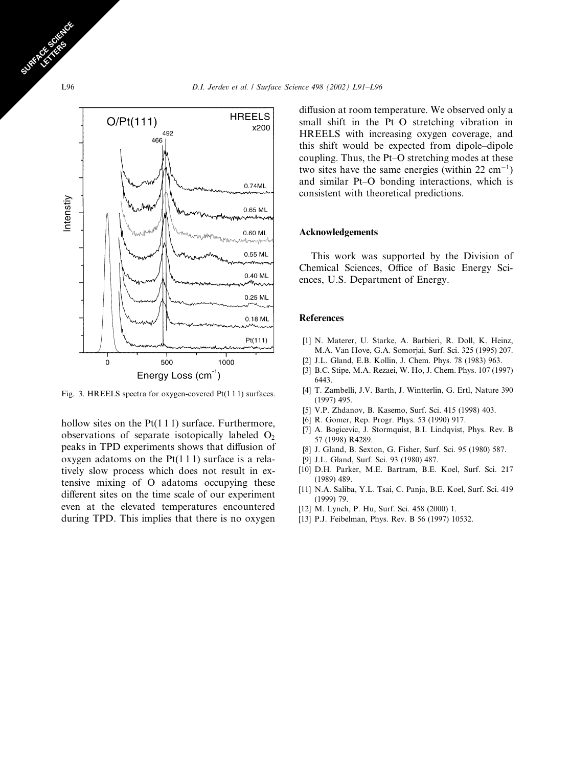O/Pt(111)

HREELS

x200

492

466

0.74ML

0.65 ML

0.60 ML

0.55 ML

0.40 ML

0.25 ML

0.18 ML

Pt(111)

Intensty

0

500

1000

Energy Loss ($cm^{-1}$)

Fig. 3. HREELS spectra for oxygen-covered Pt(1 1 1) surfaces.

hollow sites on the Pt(1 1 1) surface. Furthermore, observations of separate isotopically labeled $O_2$ peaks in TPD experiments shows that diffusion of oxygen adatoms on the Pt(1 1 1) surface is a relatively slow process which does not result in extensive mixing of O adatoms occupying these different sites on the time scale of our experiment even at the elevated temperatures encountered during TPD. This implies that there is no oxygen diffusion at room temperature. We observed only a small shift in the Pt–O stretching vibration in HREELS with increasing oxygen coverage, and this shift would be expected from dipole–dipole coupling. Thus, the Pt–O stretching modes at these two sites have the same energies (within 22 $cm^{-1}$) and similar Pt–O bonding interactions, which is consistent with theoretical predictions.

## Acknowledgements

This work was supported by the Division of Chemical Sciences, Office of Basic Energy Sciences, U.S. Department of Energy.

## References

[1] N. Materer, U. Starke, A. Barbieri, R. Doll, K. Heinz, M.A. Van Hove, G.A. Somorjai, Surf. Sci. 325 (1995) 207.

[2] J.L. Gland, E.B. Kollin, J. Chem. Phys. 78 (1983) 963.

[3] B.C. Stipe, M.A. Rezaei, W. Ho, J. Chem. Phys. 107 (1997) 6443.

[4] T. Zambelli, J.V. Barth, J. Wintterlin, G. Ertl, Nature 390 (1997) 495.

[5] V.P. Zhdanov, B. Kasemo, Surf. Sci. 415 (1998) 403.

[6] R. Gomer, Rep. Progr. Phys. 53 (1990) 917.

[7] A. Bogicevic, J. Stormquist, B.I. Lindqvist, Phys. Rev. B 57 (1998) R4289.

[8] J. Gland, B. Sexton, G. Fisher, Surf. Sci. 95 (1980) 587.

[9] J.L. Gland, Surf. Sci. 93 (1980) 487.

[10] D.H. Parker, M.E. Bartram, B.E. Koel, Surf. Sci. 217 (1989) 489.

[11] N.A. Saliba, Y.L. Tsai, C. Panja, B.E. Koel, Surf. Sci. 419 (1999) 79.

[12] M. Lynch, P. Hu, Surf. Sci. 458 (2000) 1.

[13] P.J. Feibelman, Phys. Rev. B 56 (1997) 10532.